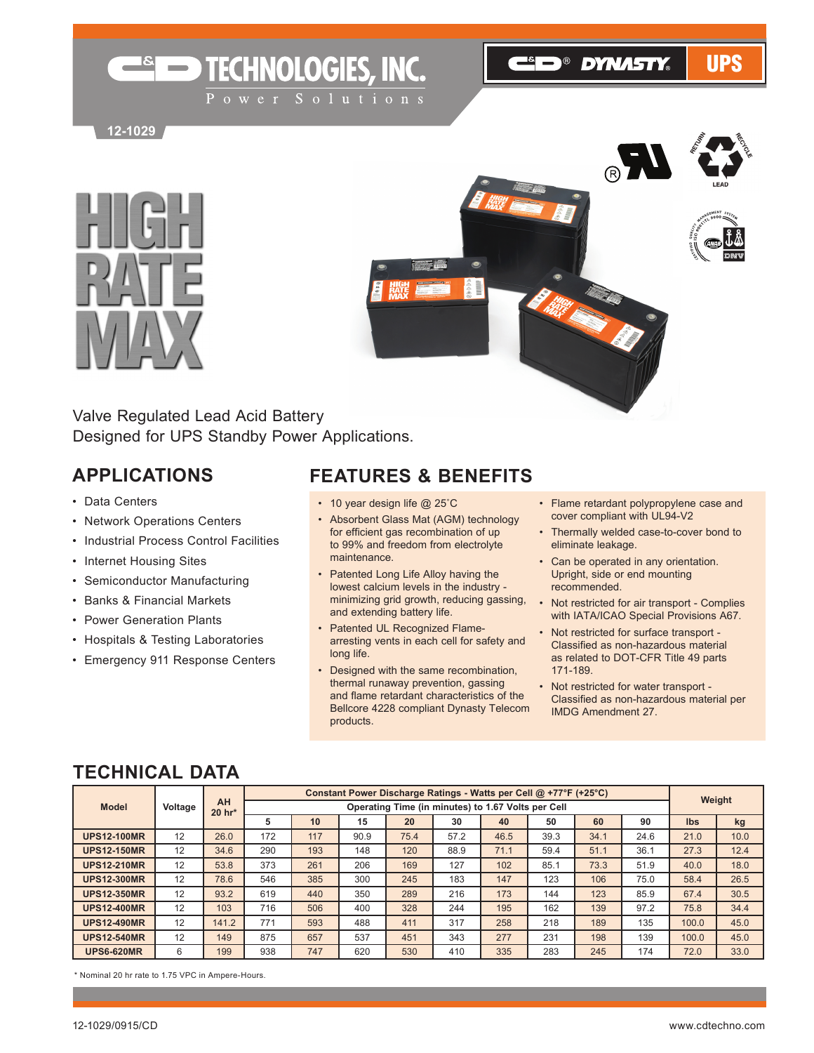C&D TECHNOLOGIES, INC.
Power Solutions

C&D® DYNASTY® UPS

12-1029

# HIGH RATE MAX

Valve Regulated Lead Acid Battery
Designed for UPS Standby Power Applications.

## APPLICATIONS

- Data Centers
- Network Operations Centers
- Industrial Process Control Facilities
- Internet Housing Sites
- Semiconductor Manufacturing
- Banks & Financial Markets
- Power Generation Plants
- Hospitals & Testing Laboratories
- Emergency 911 Response Centers

## FEATURES & BENEFITS

- 10 year design life @ 25˚C
- Absorbent Glass Mat (AGM) technology for efficient gas recombination of up to 99% and freedom from electrolyte maintenance.
- Patented Long Life Alloy having the lowest calcium levels in the industry - minimizing grid growth, reducing gassing, and extending battery life.
- Patented UL Recognized Flame-arresting vents in each cell for safety and long life.
- Designed with the same recombination, thermal runaway prevention, gassing and flame retardant characteristics of the Bellcore 4228 compliant Dynasty Telecom products.
- Flame retardant polypropylene case and cover compliant with UL94-V2
- Thermally welded case-to-cover bond to eliminate leakage.
- Can be operated in any orientation. Upright, side or end mounting recommended.
- Not restricted for air transport - Complies with IATA/ICAO Special Provisions A67.
- Not restricted for surface transport - Classified as non-hazardous material as related to DOT-CFR Title 49 parts 171-189.
- Not restricted for water transport - Classified as non-hazardous material per IMDG Amendment 27.

## TECHNICAL DATA

| Model | Voltage | AH 20 hr* | Constant Power Discharge Ratings - Watts per Cell @ +77°F (+25°C) Operating Time (in minutes) to 1.67 Volts per Cell | | | | | | | | | Weight | |
|---|---|---|---|---|---|---|---|---|---|---|---|---|---|
| | | | 5 | 10 | 15 | 20 | 30 | 40 | 50 | 60 | 90 | lbs | kg |
| UPS12-100MR | 12 | 26.0 | 172 | 117 | 90.9 | 75.4 | 57.2 | 46.5 | 39.3 | 34.1 | 24.6 | 21.0 | 10.0 |
| UPS12-150MR | 12 | 34.6 | 290 | 193 | 148 | 120 | 88.9 | 71.1 | 59.4 | 51.1 | 36.1 | 27.3 | 12.4 |
| UPS12-210MR | 12 | 53.8 | 373 | 261 | 206 | 169 | 127 | 102 | 85.1 | 73.3 | 51.9 | 40.0 | 18.0 |
| UPS12-300MR | 12 | 78.6 | 546 | 385 | 300 | 245 | 183 | 147 | 123 | 106 | 75.0 | 58.4 | 26.5 |
| UPS12-350MR | 12 | 93.2 | 619 | 440 | 350 | 289 | 216 | 173 | 144 | 123 | 85.9 | 67.4 | 30.5 |
| UPS12-400MR | 12 | 103 | 716 | 506 | 400 | 328 | 244 | 195 | 162 | 139 | 97.2 | 75.8 | 34.4 |
| UPS12-490MR | 12 | 141.2 | 771 | 593 | 488 | 411 | 317 | 258 | 218 | 189 | 135 | 100.0 | 45.0 |
| UPS12-540MR | 12 | 149 | 875 | 657 | 537 | 451 | 343 | 277 | 231 | 198 | 139 | 100.0 | 45.0 |
| UPS6-620MR | 6 | 199 | 938 | 747 | 620 | 530 | 410 | 335 | 283 | 245 | 174 | 72.0 | 33.0 |

* Nominal 20 hr rate to 1.75 VPC in Ampere-Hours.

12-1029/0915/CD

www.cdtechno.com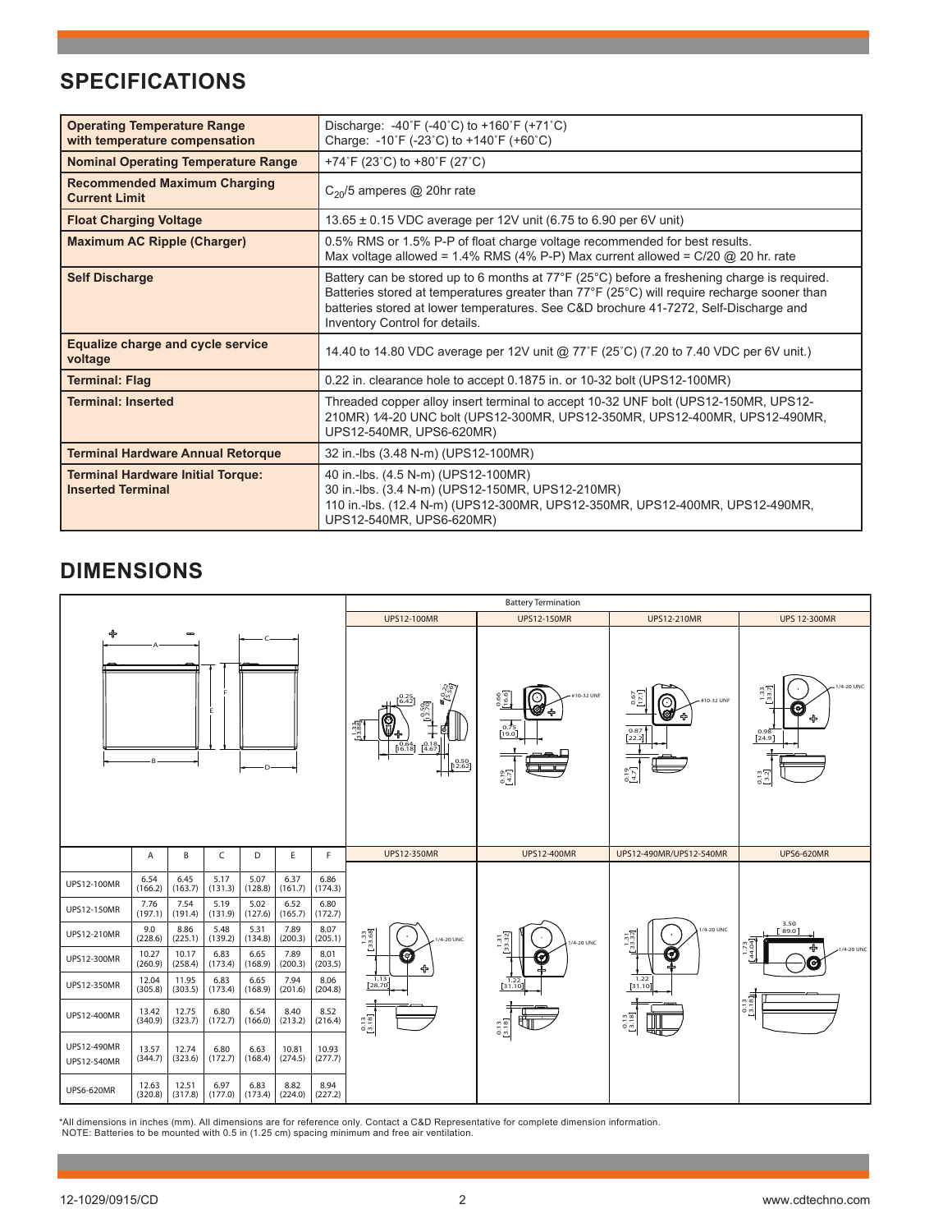## SPECIFICATIONS

| | |
|---|---|
| **Operating Temperature Range with temperature compensation** | Discharge: -40˚F (-40˚C) to +160˚F (+71˚C)<br>Charge: -10˚F (-23˚C) to +140˚F (+60˚C) |
| **Nominal Operating Temperature Range** | +74˚F (23˚C) to +80˚F (27˚C) |
| **Recommended Maximum Charging Current Limit** | $C_{20}$/5 amperes @ 20hr rate |
| **Float Charging Voltage** | 13.65 ± 0.15 VDC average per 12V unit (6.75 to 6.90 per 6V unit) |
| **Maximum AC Ripple (Charger)** | 0.5% RMS or 1.5% P-P of float charge voltage recommended for best results.<br>Max voltage allowed = 1.4% RMS (4% P-P) Max current allowed = C/20 @ 20 hr. rate |
| **Self Discharge** | Battery can be stored up to 6 months at 77°F (25°C) before a freshening charge is required. Batteries stored at temperatures greater than 77°F (25°C) will require recharge sooner than batteries stored at lower temperatures. See C&D brochure 41-7272, Self-Discharge and Inventory Control for details. |
| **Equalize charge and cycle service voltage** | 14.40 to 14.80 VDC average per 12V unit @ 77˚F (25˚C) (7.20 to 7.40 VDC per 6V unit.) |
| **Terminal: Flag** | 0.22 in. clearance hole to accept 0.1875 in. or 10-32 bolt (UPS12-100MR) |
| **Terminal: Inserted** | Threaded copper alloy insert terminal to accept 10-32 UNF bolt (UPS12-150MR, UPS12-210MR) 1⁄4-20 UNC bolt (UPS12-300MR, UPS12-350MR, UPS12-400MR, UPS12-490MR, UPS12-540MR, UPS6-620MR) |
| **Terminal Hardware Annual Retorque** | 32 in.-lbs (3.48 N-m) (UPS12-100MR) |
| **Terminal Hardware Initial Torque: Inserted Terminal** | 40 in.-lbs. (4.5 N-m) (UPS12-100MR)<br>30 in.-lbs. (3.4 N-m) (UPS12-150MR, UPS12-210MR)<br>110 in.-lbs. (12.4 N-m) (UPS12-300MR, UPS12-350MR, UPS12-400MR, UPS12-490MR, UPS12-540MR, UPS6-620MR) |

## DIMENSIONS

| | A | B | C | D | E | F |
|---|---|---|---|---|---|---|
| UPS12-100MR | 6.54 (166.2) | 6.45 (163.7) | 5.17 (131.3) | 5.07 (128.8) | 6.37 (161.7) | 6.86 (174.3) |
| UPS12-150MR | 7.76 (197.1) | 7.54 (191.4) | 5.19 (131.9) | 5.02 (127.6) | 6.52 (165.7) | 6.80 (172.7) |
| UPS12-210MR | 9.0 (228.6) | 8.86 (225.1) | 5.48 (139.2) | 5.31 (134.8) | 7.89 (200.3) | 8.07 (205.1) |
| UPS12-300MR | 10.27 (260.9) | 10.17 (258.4) | 6.83 (173.4) | 6.65 (168.9) | 7.89 (200.3) | 8.01 (203.5) |
| UPS12-350MR | 12.04 (305.8) | 11.95 (303.5) | 6.83 (173.4) | 6.65 (168.9) | 7.94 (201.6) | 8.06 (204.8) |
| UPS12-400MR | 13.42 (340.9) | 12.75 (323.7) | 6.80 (172.7) | 6.54 (166.0) | 8.40 (213.2) | 8.52 (216.4) |
| UPS12-490MR<br>UPS12-540MR | 13.57 (344.7) | 12.74 (323.6) | 6.80 (172.7) | 6.63 (168.4) | 10.81 (274.5) | 10.93 (277.7) |
| UPS6-620MR | 12.63 (320.8) | 12.51 (317.8) | 6.97 (177.0) | 6.83 (173.4) | 8.82 (224.0) | 8.94 (227.2) |

Battery Termination: UPS12-100MR, UPS12-150MR, UPS12-210MR, UPS 12-300MR, UPS12-350MR, UPS12-400MR, UPS12-490MR/UPS12-540MR, UPS6-620MR

*All dimensions in inches (mm). All dimensions are for reference only. Contact a C&D Representative for complete dimension information.
NOTE: Batteries to be mounted with 0.5 in (1.25 cm) spacing minimum and free air ventilation.

12-1029/0915/CD | www.cdtechno.com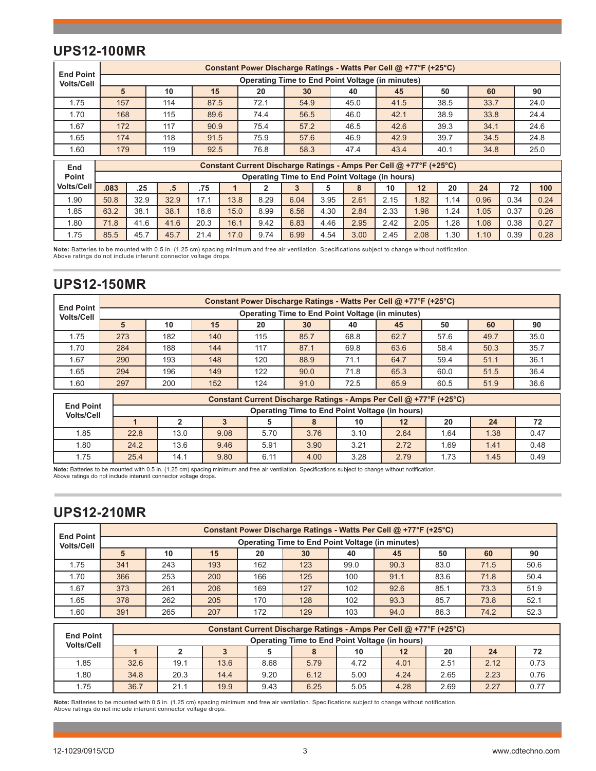## UPS12-100MR

| End Point Volts/Cell | Constant Power Discharge Ratings - Watts Per Cell @ +77°F (+25°C) | | | | | | | | | |
|---|---|---|---|---|---|---|---|---|---|---|
| | Operating Time to End Point Voltage (in minutes) | | | | | | | | | |
| | 5 | 10 | 15 | 20 | 30 | 40 | 45 | 50 | 60 | 90 |
| 1.75 | 157 | 114 | 87.5 | 72.1 | 54.9 | 45.0 | 41.5 | 38.5 | 33.7 | 24.0 |
| 1.70 | 168 | 115 | 89.6 | 74.4 | 56.5 | 46.0 | 42.1 | 38.9 | 33.8 | 24.4 |
| 1.67 | 172 | 117 | 90.9 | 75.4 | 57.2 | 46.5 | 42.6 | 39.3 | 34.1 | 24.6 |
| 1.65 | 174 | 118 | 91.5 | 75.9 | 57.6 | 46.9 | 42.9 | 39.7 | 34.5 | 24.8 |
| 1.60 | 179 | 119 | 92.5 | 76.8 | 58.3 | 47.4 | 43.4 | 40.1 | 34.8 | 25.0 |

| End Point Volts/Cell | Constant Current Discharge Ratings - Amps Per Cell @ +77°F (+25°C) | | | | | | | | | | | | | | |
|---|---|---|---|---|---|---|---|---|---|---|---|---|---|---|---|
| | Operating Time to End Point Voltage (in hours) | | | | | | | | | | | | | | |
| | .083 | .25 | .5 | .75 | 1 | 2 | 3 | 5 | 8 | 10 | 12 | 20 | 24 | 72 | 100 |
| 1.90 | 50.8 | 32.9 | 32.9 | 17.1 | 13.8 | 8.29 | 6.04 | 3.95 | 2.61 | 2.15 | 1.82 | 1.14 | 0.96 | 0.34 | 0.24 |
| 1.85 | 63.2 | 38.1 | 38.1 | 18.6 | 15.0 | 8.99 | 6.56 | 4.30 | 2.84 | 2.33 | 1.98 | 1.24 | 1.05 | 0.37 | 0.26 |
| 1.80 | 71.8 | 41.6 | 41.6 | 20.3 | 16.1 | 9.42 | 6.83 | 4.46 | 2.95 | 2.42 | 2.05 | 1.28 | 1.08 | 0.38 | 0.27 |
| 1.75 | 85.5 | 45.7 | 45.7 | 21.4 | 17.0 | 9.74 | 6.99 | 4.54 | 3.00 | 2.45 | 2.08 | 1.30 | 1.10 | 0.39 | 0.28 |

**Note:** Batteries to be mounted with 0.5 in. (1.25 cm) spacing minimum and free air ventilation. Specifications subject to change without notification.
Above ratings do not include interunit connector voltage drops.

## UPS12-150MR

| End Point Volts/Cell | Constant Power Discharge Ratings - Watts Per Cell @ +77°F (+25°C) | | | | | | | | | |
|---|---|---|---|---|---|---|---|---|---|---|
| | Operating Time to End Point Voltage (in minutes) | | | | | | | | | |
| | 5 | 10 | 15 | 20 | 30 | 40 | 45 | 50 | 60 | 90 |
| 1.75 | 273 | 182 | 140 | 115 | 85.7 | 68.8 | 62.7 | 57.6 | 49.7 | 35.0 |
| 1.70 | 284 | 188 | 144 | 117 | 87.1 | 69.8 | 63.6 | 58.4 | 50.3 | 35.7 |
| 1.67 | 290 | 193 | 148 | 120 | 88.9 | 71.1 | 64.7 | 59.4 | 51.1 | 36.1 |
| 1.65 | 294 | 196 | 149 | 122 | 90.0 | 71.8 | 65.3 | 60.0 | 51.5 | 36.4 |
| 1.60 | 297 | 200 | 152 | 124 | 91.0 | 72.5 | 65.9 | 60.5 | 51.9 | 36.6 |

| End Point Volts/Cell | Constant Current Discharge Ratings - Amps Per Cell @ +77°F (+25°C) | | | | | | | | | |
|---|---|---|---|---|---|---|---|---|---|---|
| | Operating Time to End Point Voltage (in hours) | | | | | | | | | |
| | 1 | 2 | 3 | 5 | 8 | 10 | 12 | 20 | 24 | 72 |
| 1.85 | 22.8 | 13.0 | 9.08 | 5.70 | 3.76 | 3.10 | 2.64 | 1.64 | 1.38 | 0.47 |
| 1.80 | 24.2 | 13.6 | 9.46 | 5.91 | 3.90 | 3.21 | 2.72 | 1.69 | 1.41 | 0.48 |
| 1.75 | 25.4 | 14.1 | 9.80 | 6.11 | 4.00 | 3.28 | 2.79 | 1.73 | 1.45 | 0.49 |

**Note:** Batteries to be mounted with 0.5 in. (1.25 cm) spacing minimum and free air ventilation. Specifications subject to change without notification.
Above ratings do not include interunit connector voltage drops.

## UPS12-210MR

| End Point Volts/Cell | Constant Power Discharge Ratings - Watts Per Cell @ +77°F (+25°C) | | | | | | | | | |
|---|---|---|---|---|---|---|---|---|---|---|
| | Operating Time to End Point Voltage (in minutes) | | | | | | | | | |
| | 5 | 10 | 15 | 20 | 30 | 40 | 45 | 50 | 60 | 90 |
| 1.75 | 341 | 243 | 193 | 162 | 123 | 99.0 | 90.3 | 83.0 | 71.5 | 50.6 |
| 1.70 | 366 | 253 | 200 | 166 | 125 | 100 | 91.1 | 83.6 | 71.8 | 50.4 |
| 1.67 | 373 | 261 | 206 | 169 | 127 | 102 | 92.6 | 85.1 | 73.3 | 51.9 |
| 1.65 | 378 | 262 | 205 | 170 | 128 | 102 | 93.3 | 85.7 | 73.8 | 52.1 |
| 1.60 | 391 | 265 | 207 | 172 | 129 | 103 | 94.0 | 86.3 | 74.2 | 52.3 |

| End Point Volts/Cell | Constant Current Discharge Ratings - Amps Per Cell @ +77°F (+25°C) | | | | | | | | | |
|---|---|---|---|---|---|---|---|---|---|---|
| | Operating Time to End Point Voltage (in hours) | | | | | | | | | |
| | 1 | 2 | 3 | 5 | 8 | 10 | 12 | 20 | 24 | 72 |
| 1.85 | 32.6 | 19.1 | 13.6 | 8.68 | 5.79 | 4.72 | 4.01 | 2.51 | 2.12 | 0.73 |
| 1.80 | 34.8 | 20.3 | 14.4 | 9.20 | 6.12 | 5.00 | 4.24 | 2.65 | 2.23 | 0.76 |
| 1.75 | 36.7 | 21.1 | 19.9 | 9.43 | 6.25 | 5.05 | 4.28 | 2.69 | 2.27 | 0.77 |

**Note:** Batteries to be mounted with 0.5 in. (1.25 cm) spacing minimum and free air ventilation. Specifications subject to change without notification.
Above ratings do not include interunit connector voltage drops.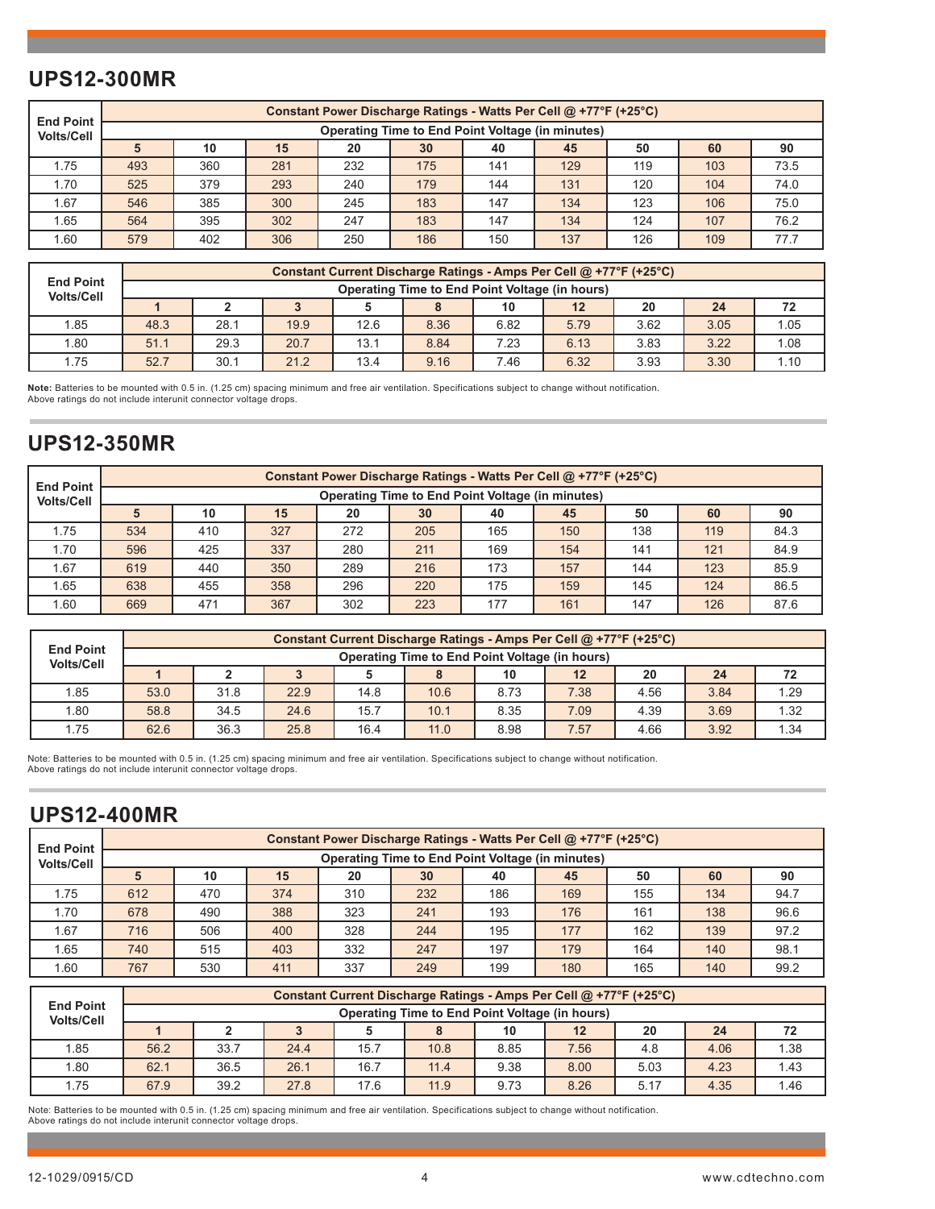## UPS12-300MR

| End Point Volts/Cell | Constant Power Discharge Ratings - Watts Per Cell @ +77°F (+25°C) | | | | | | | | | |
|---|---|---|---|---|---|---|---|---|---|---|
| | Operating Time to End Point Voltage (in minutes) | | | | | | | | | |
| | 5 | 10 | 15 | 20 | 30 | 40 | 45 | 50 | 60 | 90 |
| 1.75 | 493 | 360 | 281 | 232 | 175 | 141 | 129 | 119 | 103 | 73.5 |
| 1.70 | 525 | 379 | 293 | 240 | 179 | 144 | 131 | 120 | 104 | 74.0 |
| 1.67 | 546 | 385 | 300 | 245 | 183 | 147 | 134 | 123 | 106 | 75.0 |
| 1.65 | 564 | 395 | 302 | 247 | 183 | 147 | 134 | 124 | 107 | 76.2 |
| 1.60 | 579 | 402 | 306 | 250 | 186 | 150 | 137 | 126 | 109 | 77.7 |

| End Point Volts/Cell | Constant Current Discharge Ratings - Amps Per Cell @ +77°F (+25°C) | | | | | | | | | |
|---|---|---|---|---|---|---|---|---|---|---|
| | Operating Time to End Point Voltage (in hours) | | | | | | | | | |
| | 1 | 2 | 3 | 5 | 8 | 10 | 12 | 20 | 24 | 72 |
| 1.85 | 48.3 | 28.1 | 19.9 | 12.6 | 8.36 | 6.82 | 5.79 | 3.62 | 3.05 | 1.05 |
| 1.80 | 51.1 | 29.3 | 20.7 | 13.1 | 8.84 | 7.23 | 6.13 | 3.83 | 3.22 | 1.08 |
| 1.75 | 52.7 | 30.1 | 21.2 | 13.4 | 9.16 | 7.46 | 6.32 | 3.93 | 3.30 | 1.10 |

**Note:** Batteries to be mounted with 0.5 in. (1.25 cm) spacing minimum and free air ventilation. Specifications subject to change without notification.
Above ratings do not include interunit connector voltage drops.

## UPS12-350MR

| End Point Volts/Cell | Constant Power Discharge Ratings - Watts Per Cell @ +77°F (+25°C) | | | | | | | | | |
|---|---|---|---|---|---|---|---|---|---|---|
| | Operating Time to End Point Voltage (in minutes) | | | | | | | | | |
| | 5 | 10 | 15 | 20 | 30 | 40 | 45 | 50 | 60 | 90 |
| 1.75 | 534 | 410 | 327 | 272 | 205 | 165 | 150 | 138 | 119 | 84.3 |
| 1.70 | 596 | 425 | 337 | 280 | 211 | 169 | 154 | 141 | 121 | 84.9 |
| 1.67 | 619 | 440 | 350 | 289 | 216 | 173 | 157 | 144 | 123 | 85.9 |
| 1.65 | 638 | 455 | 358 | 296 | 220 | 175 | 159 | 145 | 124 | 86.5 |
| 1.60 | 669 | 471 | 367 | 302 | 223 | 177 | 161 | 147 | 126 | 87.6 |

| End Point Volts/Cell | Constant Current Discharge Ratings - Amps Per Cell @ +77°F (+25°C) | | | | | | | | | |
|---|---|---|---|---|---|---|---|---|---|---|
| | Operating Time to End Point Voltage (in hours) | | | | | | | | | |
| | 1 | 2 | 3 | 5 | 8 | 10 | 12 | 20 | 24 | 72 |
| 1.85 | 53.0 | 31.8 | 22.9 | 14.8 | 10.6 | 8.73 | 7.38 | 4.56 | 3.84 | 1.29 |
| 1.80 | 58.8 | 34.5 | 24.6 | 15.7 | 10.1 | 8.35 | 7.09 | 4.39 | 3.69 | 1.32 |
| 1.75 | 62.6 | 36.3 | 25.8 | 16.4 | 11.0 | 8.98 | 7.57 | 4.66 | 3.92 | 1.34 |

Note: Batteries to be mounted with 0.5 in. (1.25 cm) spacing minimum and free air ventilation. Specifications subject to change without notification.
Above ratings do not include interunit connector voltage drops.

## UPS12-400MR

| End Point Volts/Cell | Constant Power Discharge Ratings - Watts Per Cell @ +77°F (+25°C) | | | | | | | | | |
|---|---|---|---|---|---|---|---|---|---|---|
| | Operating Time to End Point Voltage (in minutes) | | | | | | | | | |
| | 5 | 10 | 15 | 20 | 30 | 40 | 45 | 50 | 60 | 90 |
| 1.75 | 612 | 470 | 374 | 310 | 232 | 186 | 169 | 155 | 134 | 94.7 |
| 1.70 | 678 | 490 | 388 | 323 | 241 | 193 | 176 | 161 | 138 | 96.6 |
| 1.67 | 716 | 506 | 400 | 328 | 244 | 195 | 177 | 162 | 139 | 97.2 |
| 1.65 | 740 | 515 | 403 | 332 | 247 | 197 | 179 | 164 | 140 | 98.1 |
| 1.60 | 767 | 530 | 411 | 337 | 249 | 199 | 180 | 165 | 140 | 99.2 |

| End Point Volts/Cell | Constant Current Discharge Ratings - Amps Per Cell @ +77°F (+25°C) | | | | | | | | | |
|---|---|---|---|---|---|---|---|---|---|---|
| | Operating Time to End Point Voltage (in hours) | | | | | | | | | |
| | 1 | 2 | 3 | 5 | 8 | 10 | 12 | 20 | 24 | 72 |
| 1.85 | 56.2 | 33.7 | 24.4 | 15.7 | 10.8 | 8.85 | 7.56 | 4.8 | 4.06 | 1.38 |
| 1.80 | 62.1 | 36.5 | 26.1 | 16.7 | 11.4 | 9.38 | 8.00 | 5.03 | 4.23 | 1.43 |
| 1.75 | 67.9 | 39.2 | 27.8 | 17.6 | 11.9 | 9.73 | 8.26 | 5.17 | 4.35 | 1.46 |

Note: Batteries to be mounted with 0.5 in. (1.25 cm) spacing minimum and free air ventilation. Specifications subject to change without notification.
Above ratings do not include interunit connector voltage drops.

12-1029/0915/CD

www.cdtechno.com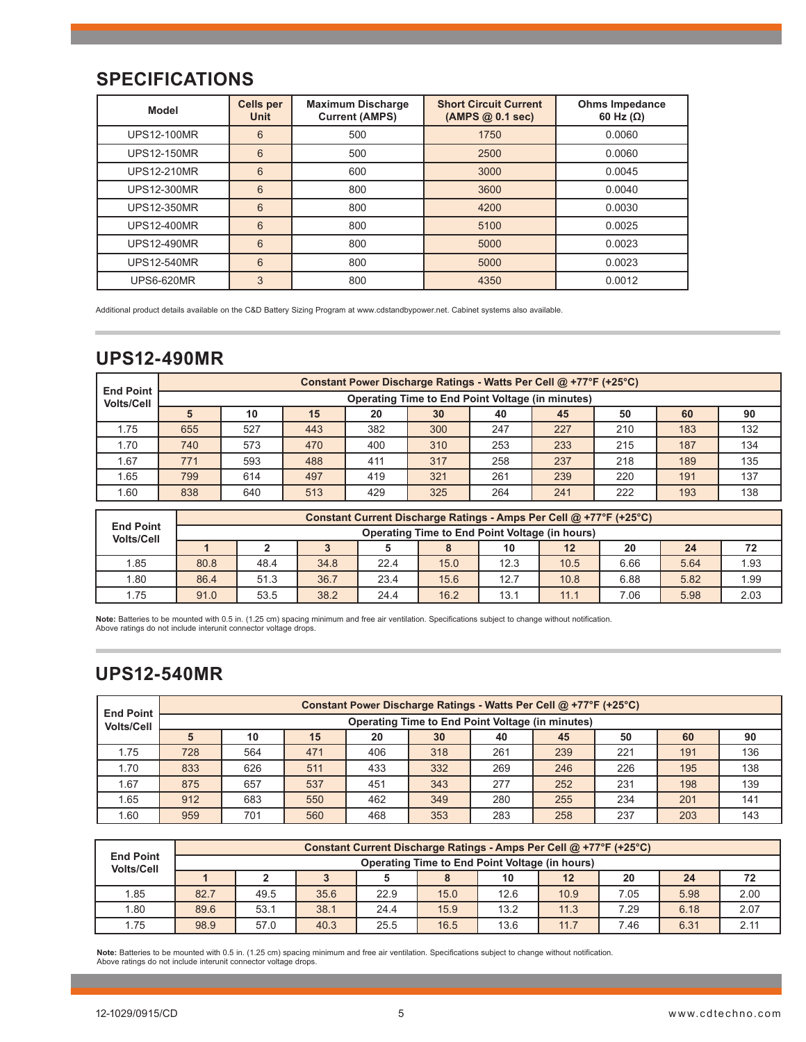## SPECIFICATIONS

| Model | Cells per Unit | Maximum Discharge Current (AMPS) | Short Circuit Current (AMPS @ 0.1 sec) | Ohms Impedance 60 Hz (Ω) |
|---|---|---|---|---|
| UPS12-100MR | 6 | 500 | 1750 | 0.0060 |
| UPS12-150MR | 6 | 500 | 2500 | 0.0060 |
| UPS12-210MR | 6 | 600 | 3000 | 0.0045 |
| UPS12-300MR | 6 | 800 | 3600 | 0.0040 |
| UPS12-350MR | 6 | 800 | 4200 | 0.0030 |
| UPS12-400MR | 6 | 800 | 5100 | 0.0025 |
| UPS12-490MR | 6 | 800 | 5000 | 0.0023 |
| UPS12-540MR | 6 | 800 | 5000 | 0.0023 |
| UPS6-620MR | 3 | 800 | 4350 | 0.0012 |

Additional product details available on the C&D Battery Sizing Program at www.cdstandbypower.net. Cabinet systems also available.

## UPS12-490MR

| End Point Volts/Cell | Constant Power Discharge Ratings - Watts Per Cell @ +77°F (+25°C) | | | | | | | | | |
|---|---|---|---|---|---|---|---|---|---|---|
| | Operating Time to End Point Voltage (in minutes) | | | | | | | | | |
| | 5 | 10 | 15 | 20 | 30 | 40 | 45 | 50 | 60 | 90 |
| 1.75 | 655 | 527 | 443 | 382 | 300 | 247 | 227 | 210 | 183 | 132 |
| 1.70 | 740 | 573 | 470 | 400 | 310 | 253 | 233 | 215 | 187 | 134 |
| 1.67 | 771 | 593 | 488 | 411 | 317 | 258 | 237 | 218 | 189 | 135 |
| 1.65 | 799 | 614 | 497 | 419 | 321 | 261 | 239 | 220 | 191 | 137 |
| 1.60 | 838 | 640 | 513 | 429 | 325 | 264 | 241 | 222 | 193 | 138 |

| End Point Volts/Cell | Constant Current Discharge Ratings - Amps Per Cell @ +77°F (+25°C) | | | | | | | | | |
|---|---|---|---|---|---|---|---|---|---|---|
| | Operating Time to End Point Voltage (in hours) | | | | | | | | | |
| | 1 | 2 | 3 | 5 | 8 | 10 | 12 | 20 | 24 | 72 |
| 1.85 | 80.8 | 48.4 | 34.8 | 22.4 | 15.0 | 12.3 | 10.5 | 6.66 | 5.64 | 1.93 |
| 1.80 | 86.4 | 51.3 | 36.7 | 23.4 | 15.6 | 12.7 | 10.8 | 6.88 | 5.82 | 1.99 |
| 1.75 | 91.0 | 53.5 | 38.2 | 24.4 | 16.2 | 13.1 | 11.1 | 7.06 | 5.98 | 2.03 |

**Note:** Batteries to be mounted with 0.5 in. (1.25 cm) spacing minimum and free air ventilation. Specifications subject to change without notification.
Above ratings do not include interunit connector voltage drops.

## UPS12-540MR

| End Point Volts/Cell | Constant Power Discharge Ratings - Watts Per Cell @ +77°F (+25°C) | | | | | | | | | |
|---|---|---|---|---|---|---|---|---|---|---|
| | Operating Time to End Point Voltage (in minutes) | | | | | | | | | |
| | 5 | 10 | 15 | 20 | 30 | 40 | 45 | 50 | 60 | 90 |
| 1.75 | 728 | 564 | 471 | 406 | 318 | 261 | 239 | 221 | 191 | 136 |
| 1.70 | 833 | 626 | 511 | 433 | 332 | 269 | 246 | 226 | 195 | 138 |
| 1.67 | 875 | 657 | 537 | 451 | 343 | 277 | 252 | 231 | 198 | 139 |
| 1.65 | 912 | 683 | 550 | 462 | 349 | 280 | 255 | 234 | 201 | 141 |
| 1.60 | 959 | 701 | 560 | 468 | 353 | 283 | 258 | 237 | 203 | 143 |

| End Point Volts/Cell | Constant Current Discharge Ratings - Amps Per Cell @ +77°F (+25°C) | | | | | | | | | |
|---|---|---|---|---|---|---|---|---|---|---|
| | Operating Time to End Point Voltage (in hours) | | | | | | | | | |
| | 1 | 2 | 3 | 5 | 8 | 10 | 12 | 20 | 24 | 72 |
| 1.85 | 82.7 | 49.5 | 35.6 | 22.9 | 15.0 | 12.6 | 10.9 | 7.05 | 5.98 | 2.00 |
| 1.80 | 89.6 | 53.1 | 38.1 | 24.4 | 15.9 | 13.2 | 11.3 | 7.29 | 6.18 | 2.07 |
| 1.75 | 98.9 | 57.0 | 40.3 | 25.5 | 16.5 | 13.6 | 11.7 | 7.46 | 6.31 | 2.11 |

**Note:** Batteries to be mounted with 0.5 in. (1.25 cm) spacing minimum and free air ventilation. Specifications subject to change without notification.
Above ratings do not include interunit connector voltage drops.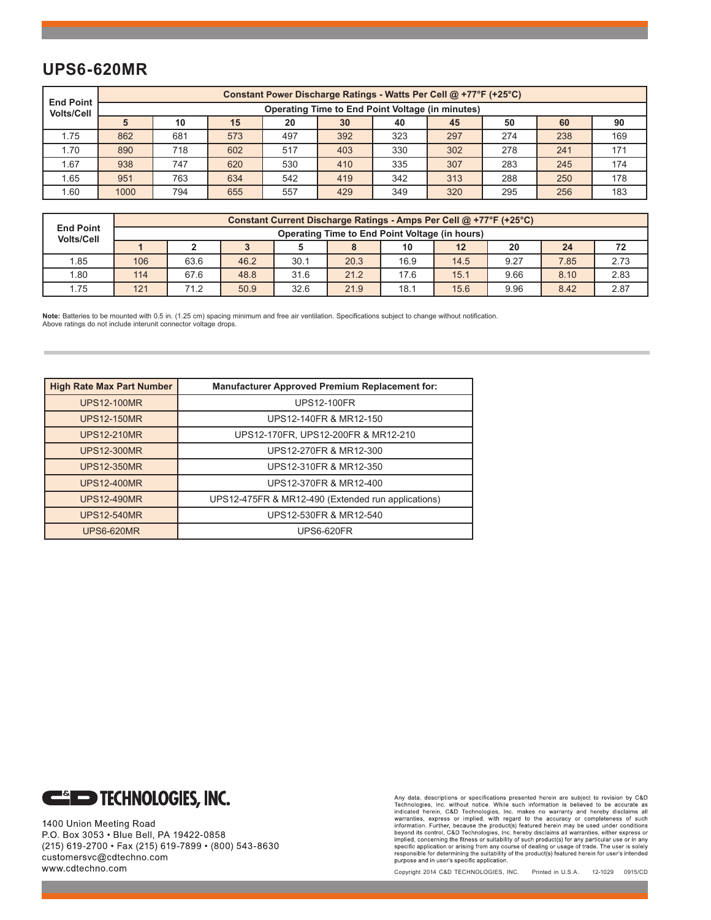## UPS6-620MR

| End Point Volts/Cell | Constant Power Discharge Ratings - Watts Per Cell @ +77°F (+25°C) | | | | | | | | | |
|---|---|---|---|---|---|---|---|---|---|---|
| | Operating Time to End Point Voltage (in minutes) | | | | | | | | | |
| | 5 | 10 | 15 | 20 | 30 | 40 | 45 | 50 | 60 | 90 |
| 1.75 | 862 | 681 | 573 | 497 | 392 | 323 | 297 | 274 | 238 | 169 |
| 1.70 | 890 | 718 | 602 | 517 | 403 | 330 | 302 | 278 | 241 | 171 |
| 1.67 | 938 | 747 | 620 | 530 | 410 | 335 | 307 | 283 | 245 | 174 |
| 1.65 | 951 | 763 | 634 | 542 | 419 | 342 | 313 | 288 | 250 | 178 |
| 1.60 | 1000 | 794 | 655 | 557 | 429 | 349 | 320 | 295 | 256 | 183 |

| End Point Volts/Cell | Constant Current Discharge Ratings - Amps Per Cell @ +77°F (+25°C) | | | | | | | | | |
|---|---|---|---|---|---|---|---|---|---|---|
| | Operating Time to End Point Voltage (in hours) | | | | | | | | | |
| | 1 | 2 | 3 | 5 | 8 | 10 | 12 | 20 | 24 | 72 |
| 1.85 | 106 | 63.6 | 46.2 | 30.1 | 20.3 | 16.9 | 14.5 | 9.27 | 7.85 | 2.73 |
| 1.80 | 114 | 67.6 | 48.8 | 31.6 | 21.2 | 17.6 | 15.1 | 9.66 | 8.10 | 2.83 |
| 1.75 | 121 | 71.2 | 50.9 | 32.6 | 21.9 | 18.1 | 15.6 | 9.96 | 8.42 | 2.87 |

**Note:** Batteries to be mounted with 0.5 in. (1.25 cm) spacing minimum and free air ventilation. Specifications subject to change without notification.
Above ratings do not include interunit connector voltage drops.

| High Rate Max Part Number | Manufacturer Approved Premium Replacement for: |
|---|---|
| UPS12-100MR | UPS12-100FR |
| UPS12-150MR | UPS12-140FR & MR12-150 |
| UPS12-210MR | UPS12-170FR, UPS12-200FR & MR12-210 |
| UPS12-300MR | UPS12-270FR & MR12-300 |
| UPS12-350MR | UPS12-310FR & MR12-350 |
| UPS12-400MR | UPS12-370FR & MR12-400 |
| UPS12-490MR | UPS12-475FR & MR12-490 (Extended run applications) |
| UPS12-540MR | UPS12-530FR & MR12-540 |
| UPS6-620MR | UPS6-620FR |

C&D TECHNOLOGIES, INC.

1400 Union Meeting Road
P.O. Box 3053 • Blue Bell, PA 19422-0858
(215) 619-2700 • Fax (215) 619-7899 • (800) 543-8630
customersvc@cdtechno.com
www.cdtechno.com

Any data, descriptions or specifications presented herein are subject to revision by C&D Technologies, Inc. without notice. While such information is believed to be accurate as indicated herein, C&D Technologies, Inc. makes no warranty and hereby disclaims all warranties, express or implied, with regard to the accuracy or completeness of such information. Further, because the product(s) featured herein may be used under conditions beyond its control, C&D Technologies, Inc. hereby disclaims all warranties, either express or implied, concerning the fitness or suitability of such product(s) for any particular use or in any specific application or arising from any course of dealing or usage of trade. The user is solely responsible for determining the suitability of the product(s) featured herein for user's intended purpose and in user's specific application.

Copyright 2014 C&D TECHNOLOGIES, INC. Printed in U.S.A. 12-1029 0915/CD